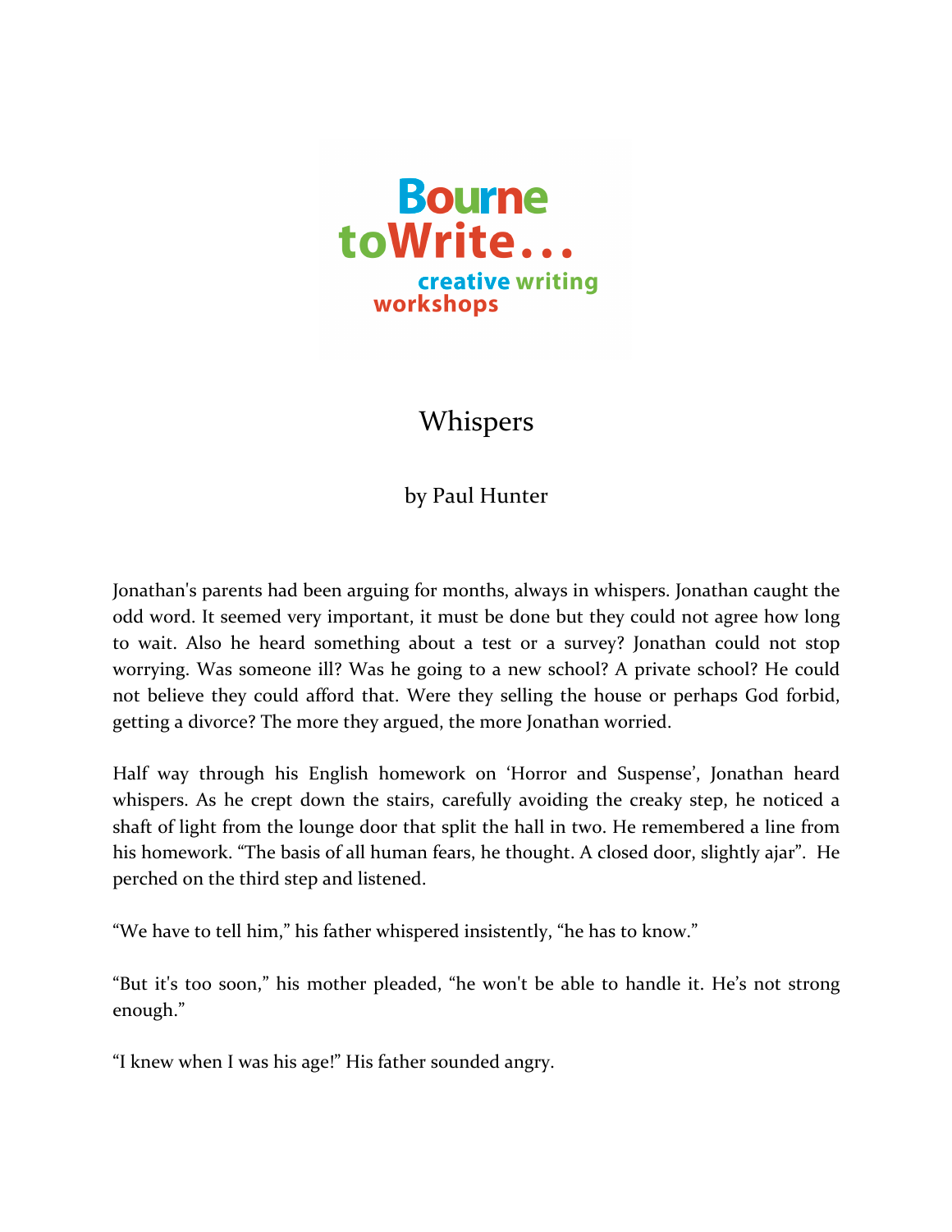Bourne toWrite... creative writing workshops

# Whispers

by Paul Hunter

Jonathan's parents had been arguing for months, always in whispers. Jonathan caught the odd word. It seemed very important, it must be done but they could not agree how long to wait. Also he heard something about a test or a survey? Jonathan could not stop worrying. Was someone ill? Was he going to a new school? A private school? He could not believe they could afford that. Were they selling the house or perhaps God forbid, getting a divorce? The more they argued, the more Jonathan worried.

Half way through his English homework on 'Horror and Suspense', Jonathan heard whispers. As he crept down the stairs, carefully avoiding the creaky step, he noticed a shaft of light from the lounge door that split the hall in two. He remembered a line from his homework. "The basis of all human fears, he thought. A closed door, slightly ajar". He perched on the third step and listened.

"We have to tell him," his father whispered insistently, "he has to know."

"But it's too soon," his mother pleaded, "he won't be able to handle it. He's not strong enough."

"I knew when I was his age!" His father sounded angry.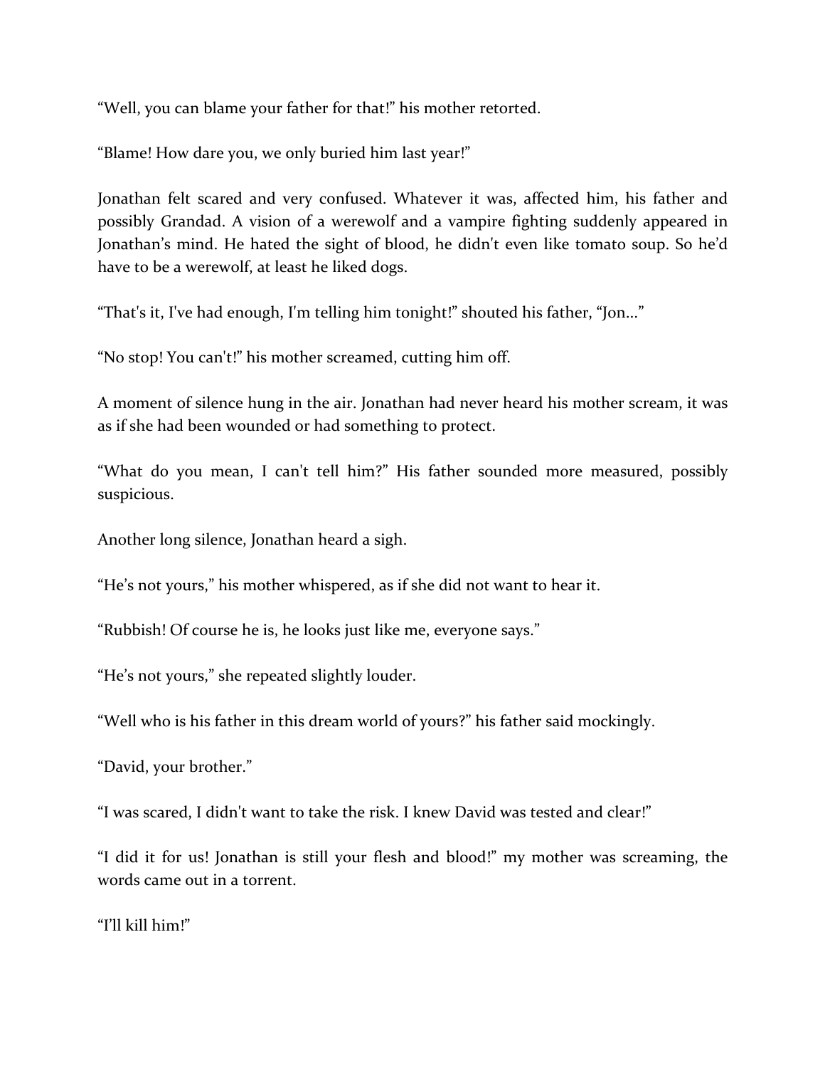“Well, you can blame your father for that!” his mother retorted.

“Blame! How dare you, we only buried him last year!”

Jonathan felt scared and very confused. Whatever it was, affected him, his father and possibly Grandad. A vision of a werewolf and a vampire fighting suddenly appeared in Jonathan’s mind. He hated the sight of blood, he didn't even like tomato soup. So he’d have to be a werewolf, at least he liked dogs.

“That's it, I've had enough, I'm telling him tonight!” shouted his father, “Jon…”

“No stop! You can't!” his mother screamed, cutting him off.

A moment of silence hung in the air. Jonathan had never heard his mother scream, it was as if she had been wounded or had something to protect.

“What do you mean, I can't tell him?” His father sounded more measured, possibly suspicious.

Another long silence, Jonathan heard a sigh.

“He’s not yours,” his mother whispered, as if she did not want to hear it.

“Rubbish! Of course he is, he looks just like me, everyone says.”

“He’s not yours,” she repeated slightly louder.

“Well who is his father in this dream world of yours?” his father said mockingly.

“David, your brother.”

“I was scared, I didn't want to take the risk. I knew David was tested and clear!”

“I did it for us! Jonathan is still your flesh and blood!” my mother was screaming, the words came out in a torrent.

“I’ll kill him!”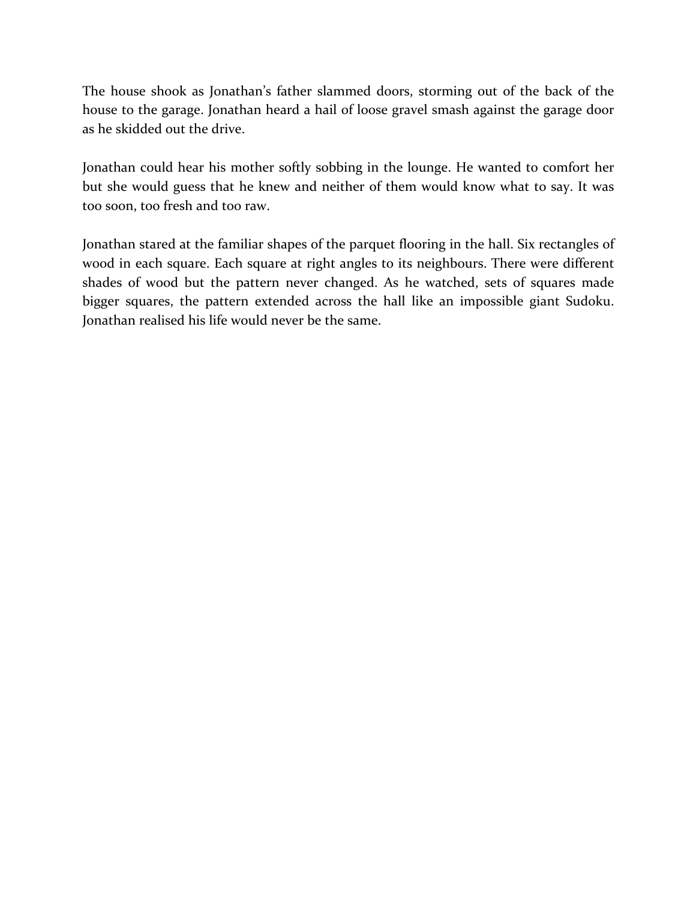The house shook as Jonathan's father slammed doors, storming out of the back of the house to the garage. Jonathan heard a hail of loose gravel smash against the garage door as he skidded out the drive.

Jonathan could hear his mother softly sobbing in the lounge. He wanted to comfort her but she would guess that he knew and neither of them would know what to say. It was too soon, too fresh and too raw.

Jonathan stared at the familiar shapes of the parquet flooring in the hall. Six rectangles of wood in each square. Each square at right angles to its neighbours. There were different shades of wood but the pattern never changed. As he watched, sets of squares made bigger squares, the pattern extended across the hall like an impossible giant Sudoku. Jonathan realised his life would never be the same.